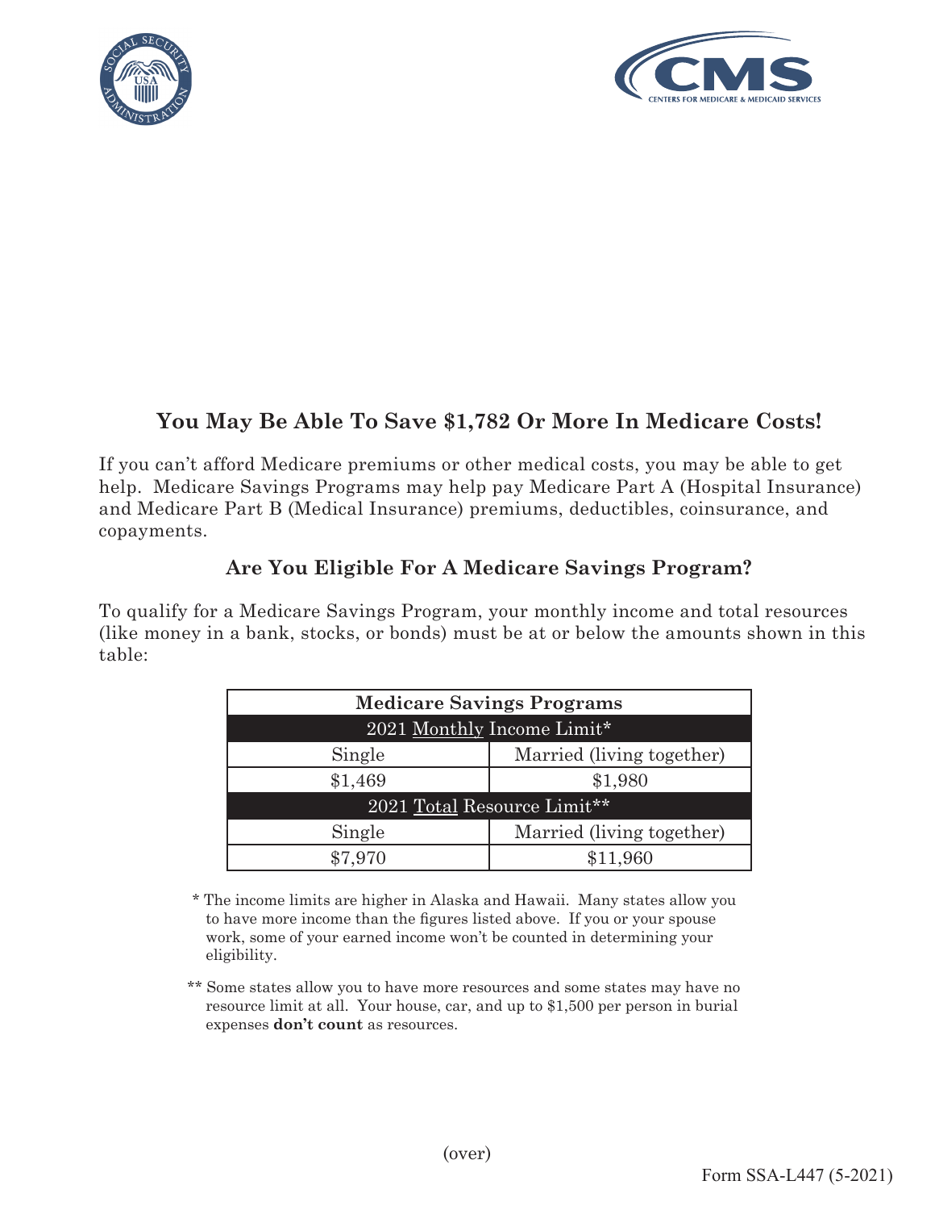## You May Be Able To Save $1,782 Or More In Medicare Costs!

If you can't afford Medicare premiums or other medical costs, you may be able to get help. Medicare Savings Programs may help pay Medicare Part A (Hospital Insurance) and Medicare Part B (Medical Insurance) premiums, deductibles, coinsurance, and copayments.

### Are You Eligible For A Medicare Savings Program?

To qualify for a Medicare Savings Program, your monthly income and total resources (like money in a bank, stocks, or bonds) must be at or below the amounts shown in this table:

| **Medicare Savings Programs** | |
|---|---|
| 2021 Monthly Income Limit* | |
| Single | Married (living together) |
| $1,469 | $1,980 |
| 2021 Total Resource Limit** | |
| Single | Married (living together) |
| $7,970 | $11,960 |

\* The income limits are higher in Alaska and Hawaii. Many states allow you to have more income than the figures listed above. If you or your spouse work, some of your earned income won't be counted in determining your eligibility.

\** Some states allow you to have more resources and some states may have no resource limit at all. Your house, car, and up to $1,500 per person in burial expenses **don't count** as resources.

(over)

Form SSA-L447 (5-2021)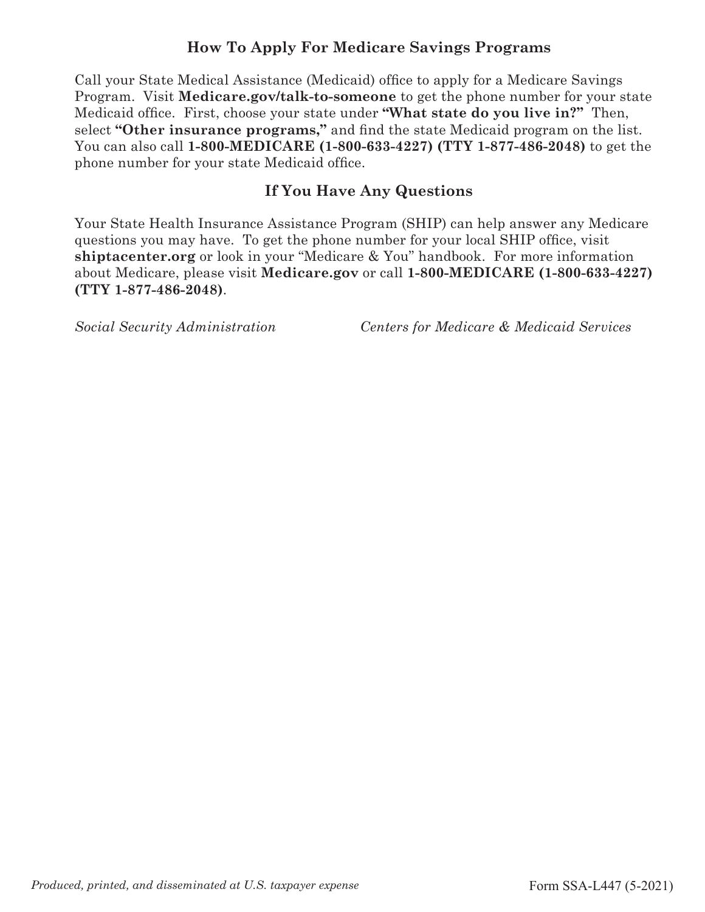## How To Apply For Medicare Savings Programs

Call your State Medical Assistance (Medicaid) office to apply for a Medicare Savings Program. Visit **Medicare.gov/talk-to-someone** to get the phone number for your state Medicaid office. First, choose your state under **"What state do you live in?"** Then, select **"Other insurance programs,"** and find the state Medicaid program on the list. You can also call **1-800-MEDICARE (1-800-633-4227) (TTY 1-877-486-2048)** to get the phone number for your state Medicaid office.

## If You Have Any Questions

Your State Health Insurance Assistance Program (SHIP) can help answer any Medicare questions you may have. To get the phone number for your local SHIP office, visit **shiptacenter.org** or look in your "Medicare & You" handbook. For more information about Medicare, please visit **Medicare.gov** or call **1-800-MEDICARE (1-800-633-4227) (TTY 1-877-486-2048)**.

*Social Security Administration*

*Centers for Medicare & Medicaid Services*

*Produced, printed, and disseminated at U.S. taxpayer expense*

Form SSA-L447 (5-2021)